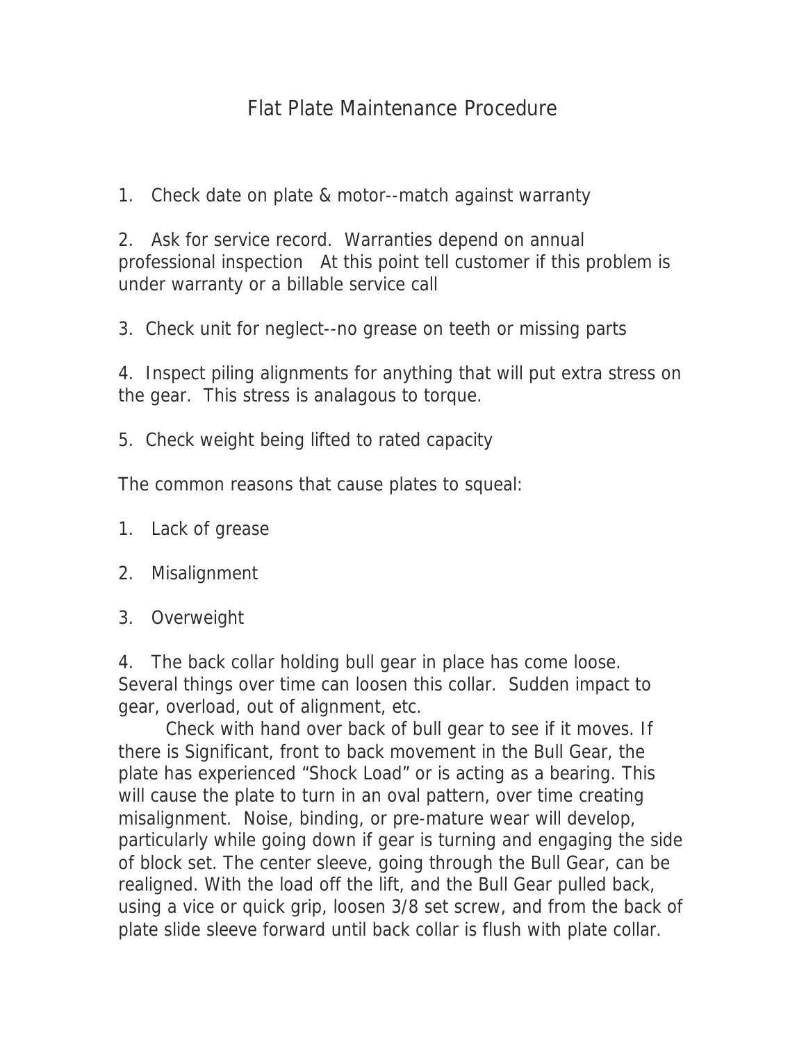# Flat Plate Maintenance Procedure

1. Check date on plate & motor--match against warranty

2. Ask for service record. Warranties depend on annual professional inspection At this point tell customer if this problem is under warranty or a billable service call

3. Check unit for neglect--no grease on teeth or missing parts

4. Inspect piling alignments for anything that will put extra stress on the gear. This stress is analagous to torque.

5. Check weight being lifted to rated capacity

The common reasons that cause plates to squeal:

1. Lack of grease

2. Misalignment

3. Overweight

4. The back collar holding bull gear in place has come loose. Several things over time can loosen this collar. Sudden impact to gear, overload, out of alignment, etc.

Check with hand over back of bull gear to see if it moves. If there is Significant, front to back movement in the Bull Gear, the plate has experienced "Shock Load" or is acting as a bearing. This will cause the plate to turn in an oval pattern, over time creating misalignment. Noise, binding, or pre-mature wear will develop, particularly while going down if gear is turning and engaging the side of block set. The center sleeve, going through the Bull Gear, can be realigned. With the load off the lift, and the Bull Gear pulled back, using a vice or quick grip, loosen 3/8 set screw, and from the back of plate slide sleeve forward until back collar is flush with plate collar.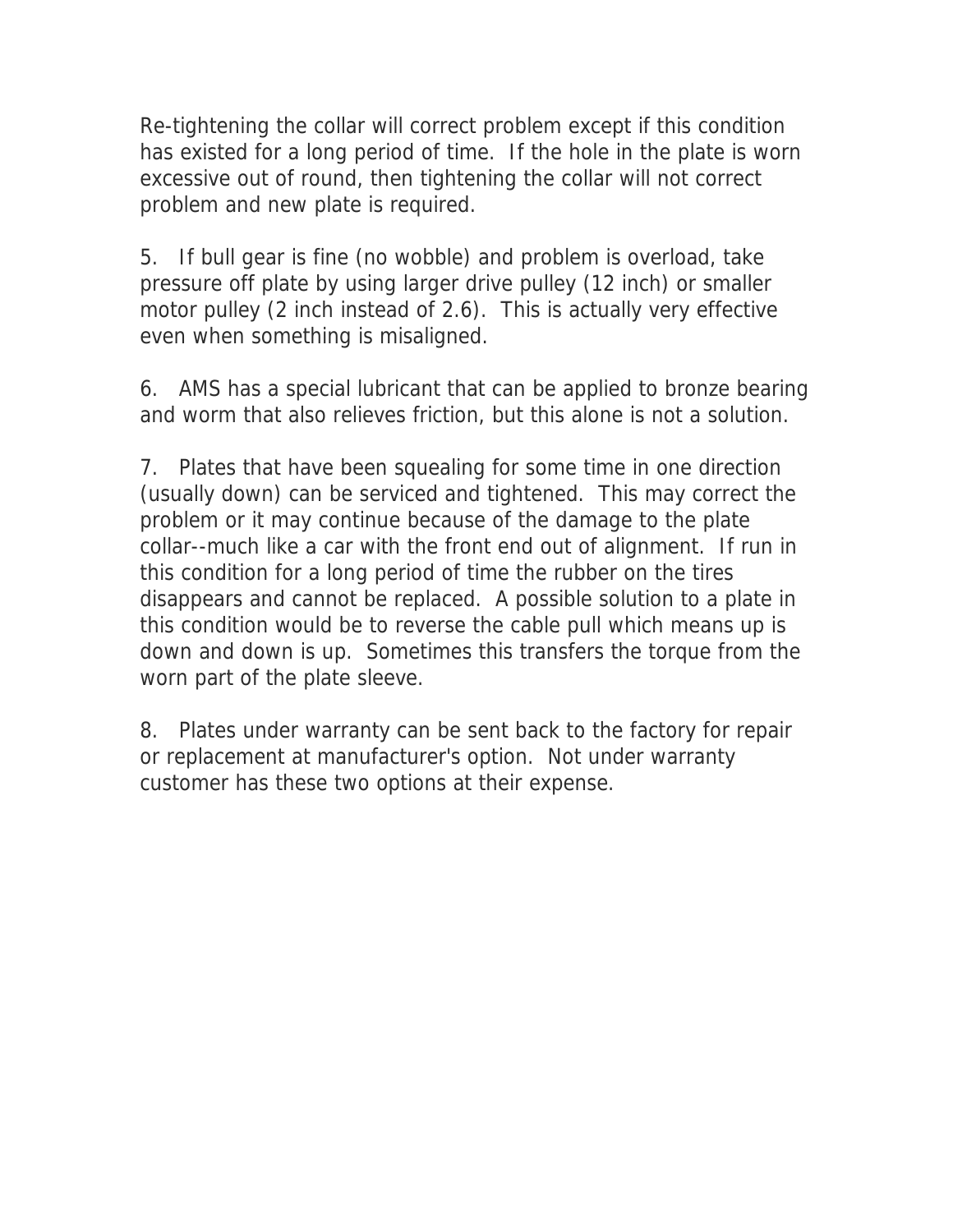Re-tightening the collar will correct problem except if this condition has existed for a long period of time. If the hole in the plate is worn excessive out of round, then tightening the collar will not correct problem and new plate is required.

5. If bull gear is fine (no wobble) and problem is overload, take pressure off plate by using larger drive pulley (12 inch) or smaller motor pulley (2 inch instead of 2.6). This is actually very effective even when something is misaligned.

6. AMS has a special lubricant that can be applied to bronze bearing and worm that also relieves friction, but this alone is not a solution.

7. Plates that have been squealing for some time in one direction (usually down) can be serviced and tightened. This may correct the problem or it may continue because of the damage to the plate collar--much like a car with the front end out of alignment. If run in this condition for a long period of time the rubber on the tires disappears and cannot be replaced. A possible solution to a plate in this condition would be to reverse the cable pull which means up is down and down is up. Sometimes this transfers the torque from the worn part of the plate sleeve.

8. Plates under warranty can be sent back to the factory for repair or replacement at manufacturer's option. Not under warranty customer has these two options at their expense.